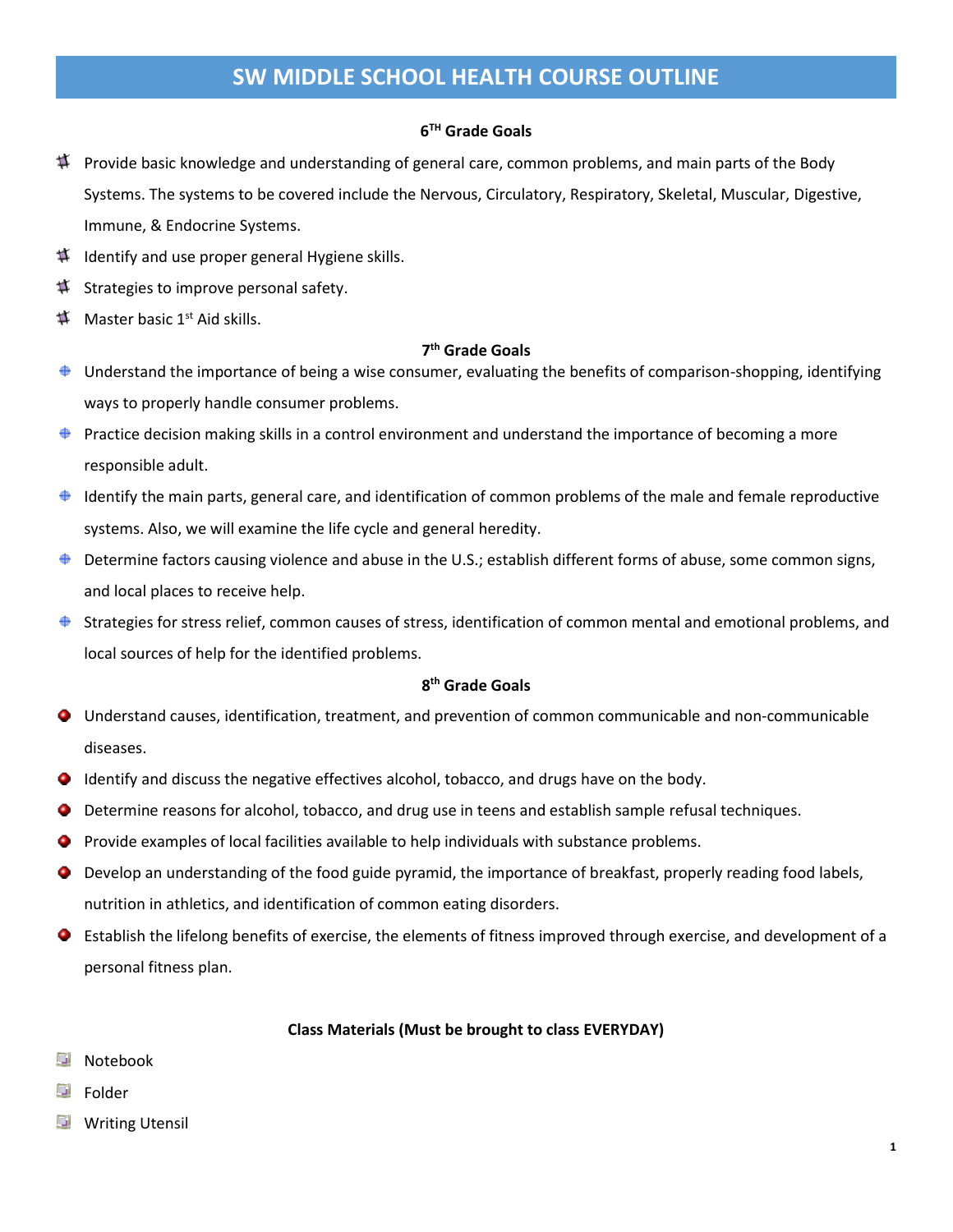# SW MIDDLE SCHOOL HEALTH COURSE OUTLINE

## 6TH Grade Goals

- Provide basic knowledge and understanding of general care, common problems, and main parts of the Body Systems. The systems to be covered include the Nervous, Circulatory, Respiratory, Skeletal, Muscular, Digestive, Immune, & Endocrine Systems.
- Identify and use proper general Hygiene skills.
- Strategies to improve personal safety.
- Master basic 1st Aid skills.

## 7th Grade Goals

- Understand the importance of being a wise consumer, evaluating the benefits of comparison-shopping, identifying ways to properly handle consumer problems.
- Practice decision making skills in a control environment and understand the importance of becoming a more responsible adult.
- Identify the main parts, general care, and identification of common problems of the male and female reproductive systems. Also, we will examine the life cycle and general heredity.
- Determine factors causing violence and abuse in the U.S.; establish different forms of abuse, some common signs, and local places to receive help.
- Strategies for stress relief, common causes of stress, identification of common mental and emotional problems, and local sources of help for the identified problems.

## 8th Grade Goals

- Understand causes, identification, treatment, and prevention of common communicable and non-communicable diseases.
- Identify and discuss the negative effectives alcohol, tobacco, and drugs have on the body.
- Determine reasons for alcohol, tobacco, and drug use in teens and establish sample refusal techniques.
- Provide examples of local facilities available to help individuals with substance problems.
- Develop an understanding of the food guide pyramid, the importance of breakfast, properly reading food labels, nutrition in athletics, and identification of common eating disorders.
- Establish the lifelong benefits of exercise, the elements of fitness improved through exercise, and development of a personal fitness plan.

**Class Materials (Must be brought to class EVERYDAY)**

- Notebook
- Folder
- Writing Utensil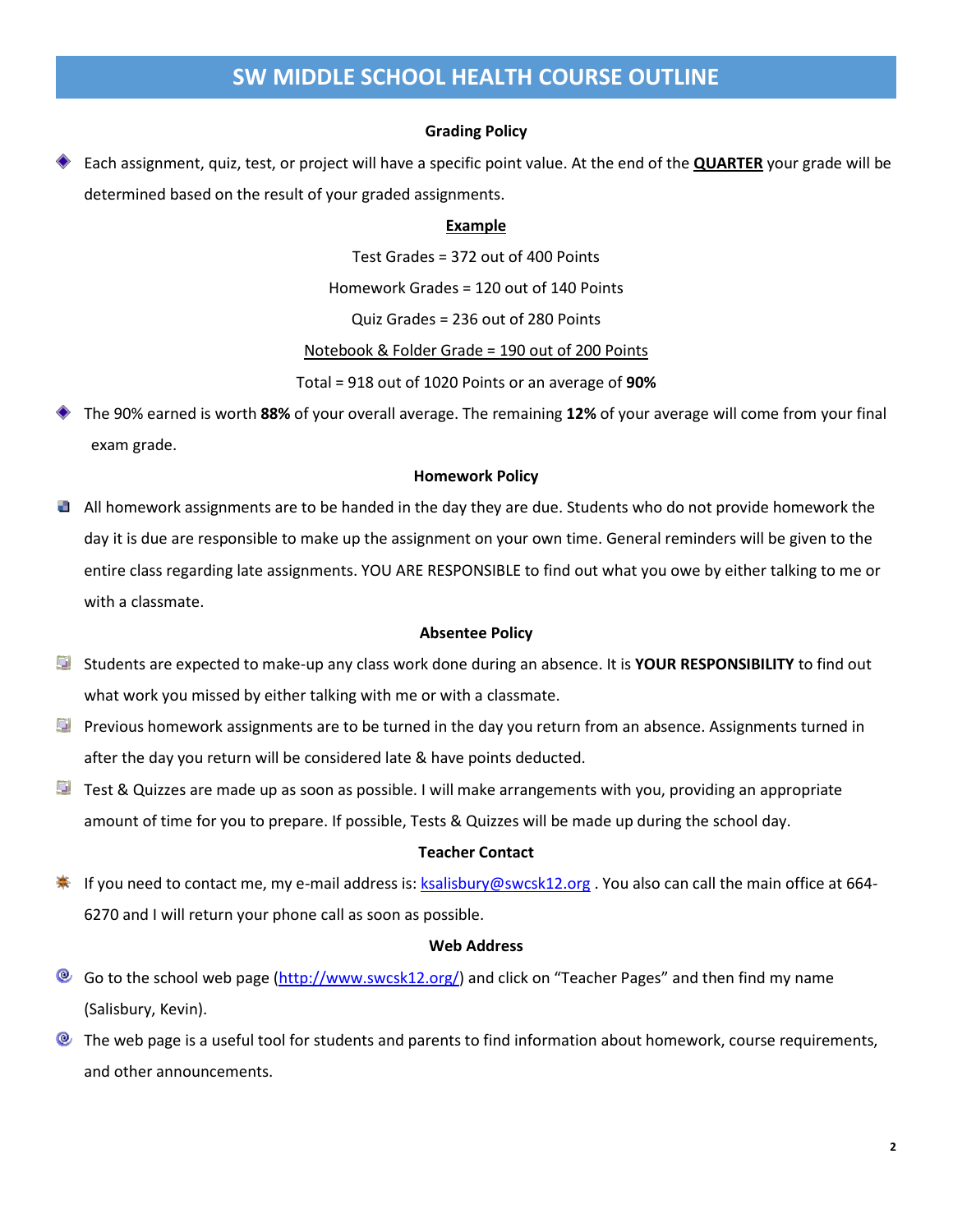# SW MIDDLE SCHOOL HEALTH COURSE OUTLINE

## Grading Policy

- Each assignment, quiz, test, or project will have a specific point value. At the end of the **QUARTER** your grade will be determined based on the result of your graded assignments.

**Example**

Test Grades = 372 out of 400 Points

Homework Grades = 120 out of 140 Points

Quiz Grades = 236 out of 280 Points

Notebook & Folder Grade = 190 out of 200 Points

Total = 918 out of 1020 Points or an average of **90%**

- The 90% earned is worth **88%** of your overall average. The remaining **12%** of your average will come from your final exam grade.

## Homework Policy

- All homework assignments are to be handed in the day they are due. Students who do not provide homework the day it is due are responsible to make up the assignment on your own time. General reminders will be given to the entire class regarding late assignments. YOU ARE RESPONSIBLE to find out what you owe by either talking to me or with a classmate.

## Absentee Policy

- Students are expected to make-up any class work done during an absence. It is **YOUR RESPONSIBILITY** to find out what work you missed by either talking with me or with a classmate.
- Previous homework assignments are to be turned in the day you return from an absence. Assignments turned in after the day you return will be considered late & have points deducted.
- Test & Quizzes are made up as soon as possible. I will make arrangements with you, providing an appropriate amount of time for you to prepare. If possible, Tests & Quizzes will be made up during the school day.

## Teacher Contact

- If you need to contact me, my e-mail address is: ksalisbury@swcsk12.org . You also can call the main office at 664-6270 and I will return your phone call as soon as possible.

## Web Address

- Go to the school web page (http://www.swcsk12.org/) and click on "Teacher Pages" and then find my name (Salisbury, Kevin).
- The web page is a useful tool for students and parents to find information about homework, course requirements, and other announcements.